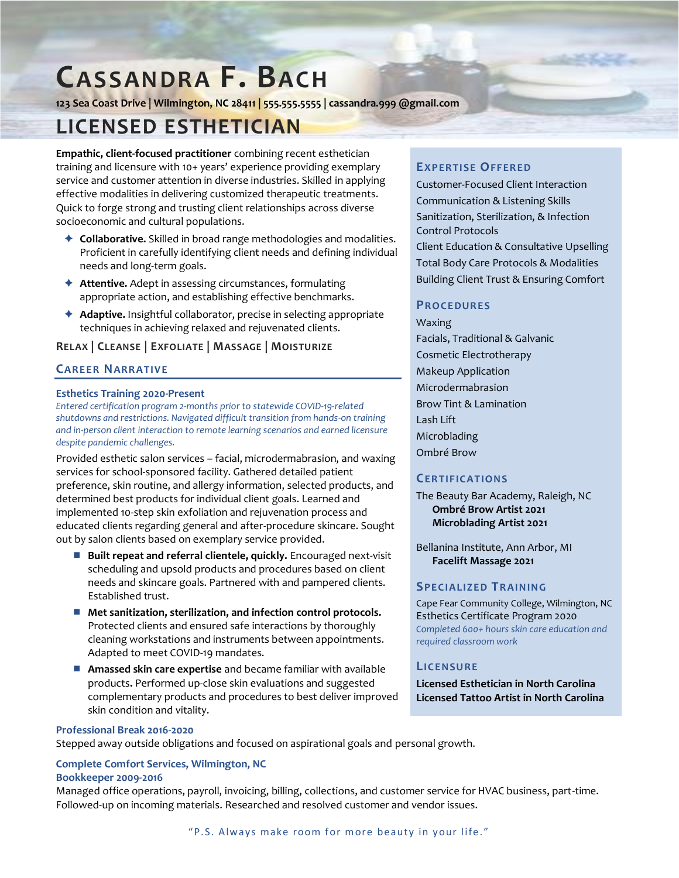# Cassandra F. Bach

123 Sea Coast Drive | Wilmington, NC 28411 | 555.555.5555 | cassandra.999 @gmail.com

## LICENSED ESTHETICIAN

**Empathic, client-focused practitioner** combining recent esthetician training and licensure with 10+ years' experience providing exemplary service and customer attention in diverse industries. Skilled in applying effective modalities in delivering customized therapeutic treatments. Quick to forge strong and trusting client relationships across diverse socioeconomic and cultural populations.

- **Collaborative.** Skilled in broad range methodologies and modalities. Proficient in carefully identifying client needs and defining individual needs and long-term goals.
- **Attentive.** Adept in assessing circumstances, formulating appropriate action, and establishing effective benchmarks.
- **Adaptive.** Insightful collaborator, precise in selecting appropriate techniques in achieving relaxed and rejuvenated clients.

**RELAX | CLEANSE | EXFOLIATE | MASSAGE | MOISTURIZE**

## Career Narrative

### Esthetics Training 2020-Present

*Entered certification program 2-months prior to statewide COVID-19-related shutdowns and restrictions. Navigated difficult transition from hands-on training and in-person client interaction to remote learning scenarios and earned licensure despite pandemic challenges.*

Provided esthetic salon services – facial, microdermabrasion, and waxing services for school-sponsored facility. Gathered detailed patient preference, skin routine, and allergy information, selected products, and determined best products for individual client goals. Learned and implemented 10-step skin exfoliation and rejuvenation process and educated clients regarding general and after-procedure skincare. Sought out by salon clients based on exemplary service provided.

- **Built repeat and referral clientele, quickly.** Encouraged next-visit scheduling and upsold products and procedures based on client needs and skincare goals. Partnered with and pampered clients. Established trust.
- **Met sanitization, sterilization, and infection control protocols.** Protected clients and ensured safe interactions by thoroughly cleaning workstations and instruments between appointments. Adapted to meet COVID-19 mandates.
- **Amassed skin care expertise** and became familiar with available products**.** Performed up-close skin evaluations and suggested complementary products and procedures to best deliver improved skin condition and vitality.

### Professional Break 2016-2020

Stepped away outside obligations and focused on aspirational goals and personal growth.

### Complete Comfort Services, Wilmington, NC
### Bookkeeper 2009-2016

Managed office operations, payroll, invoicing, billing, collections, and customer service for HVAC business, part-time. Followed-up on incoming materials. Researched and resolved customer and vendor issues.

## Expertise Offered

- Customer-Focused Client Interaction
- Communication & Listening Skills
- Sanitization, Sterilization, & Infection Control Protocols
- Client Education & Consultative Upselling
- Total Body Care Protocols & Modalities
- Building Client Trust & Ensuring Comfort

## Procedures

- Waxing
- Facials, Traditional & Galvanic
- Cosmetic Electrotherapy
- Makeup Application
- Microdermabrasion
- Brow Tint & Lamination
- Lash Lift
- Microblading
- Ombré Brow

## Certifications

The Beauty Bar Academy, Raleigh, NC
- **Ombré Brow Artist 2021**
- **Microblading Artist 2021**

Bellanina Institute, Ann Arbor, MI
- **Facelift Massage 2021**

## Specialized Training

Cape Fear Community College, Wilmington, NC
Esthetics Certificate Program 2020
*Completed 600+ hours skin care education and required classroom work*

## Licensure

**Licensed Esthetician in North Carolina**
**Licensed Tattoo Artist in North Carolina**

"P.S. Always make room for more beauty in your life."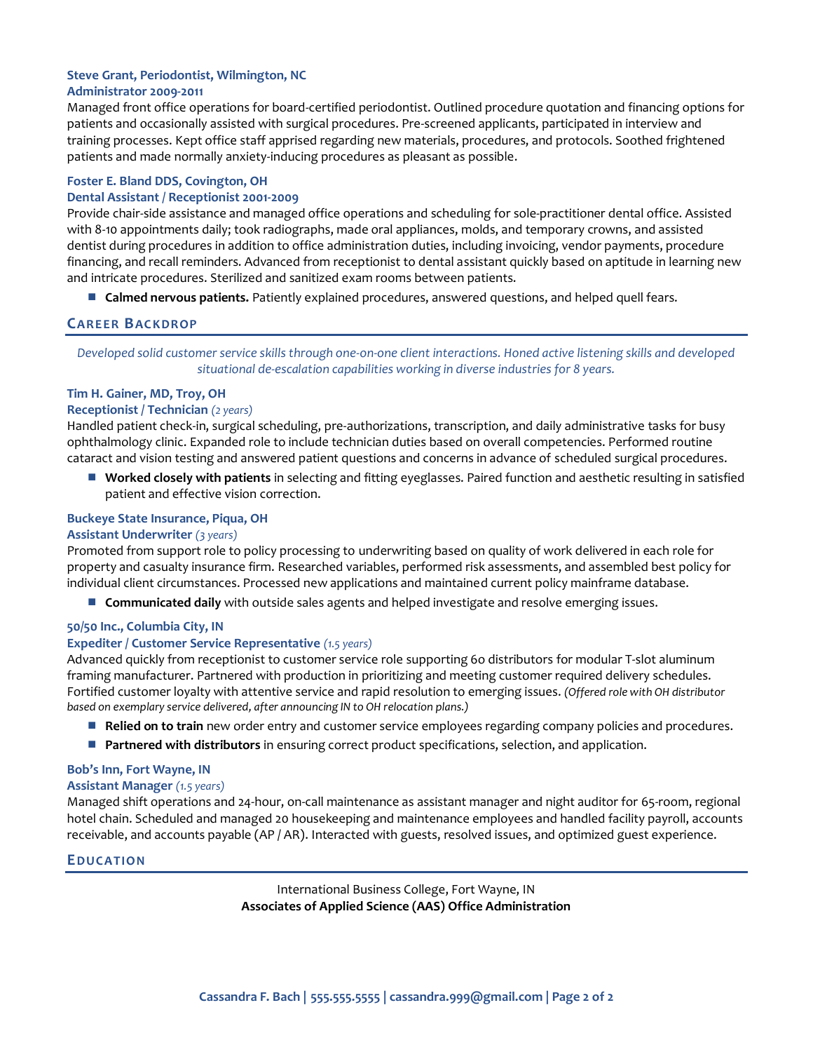**Steve Grant, Periodontist, Wilmington, NC**
**Administrator 2009-2011**

Managed front office operations for board-certified periodontist. Outlined procedure quotation and financing options for patients and occasionally assisted with surgical procedures. Pre-screened applicants, participated in interview and training processes. Kept office staff apprised regarding new materials, procedures, and protocols. Soothed frightened patients and made normally anxiety-inducing procedures as pleasant as possible.

**Foster E. Bland DDS, Covington, OH**
**Dental Assistant / Receptionist 2001-2009**

Provide chair-side assistance and managed office operations and scheduling for sole-practitioner dental office. Assisted with 8-10 appointments daily; took radiographs, made oral appliances, molds, and temporary crowns, and assisted dentist during procedures in addition to office administration duties, including invoicing, vendor payments, procedure financing, and recall reminders. Advanced from receptionist to dental assistant quickly based on aptitude in learning new and intricate procedures. Sterilized and sanitized exam rooms between patients.

- **Calmed nervous patients.** Patiently explained procedures, answered questions, and helped quell fears.

## Career Backdrop

*Developed solid customer service skills through one-on-one client interactions. Honed active listening skills and developed situational de-escalation capabilities working in diverse industries for 8 years.*

**Tim H. Gainer, MD, Troy, OH**
**Receptionist / Technician** *(2 years)*

Handled patient check-in, surgical scheduling, pre-authorizations, transcription, and daily administrative tasks for busy ophthalmology clinic. Expanded role to include technician duties based on overall competencies. Performed routine cataract and vision testing and answered patient questions and concerns in advance of scheduled surgical procedures.

- **Worked closely with patients** in selecting and fitting eyeglasses. Paired function and aesthetic resulting in satisfied patient and effective vision correction.

**Buckeye State Insurance, Piqua, OH**
**Assistant Underwriter** *(3 years)*

Promoted from support role to policy processing to underwriting based on quality of work delivered in each role for property and casualty insurance firm. Researched variables, performed risk assessments, and assembled best policy for individual client circumstances. Processed new applications and maintained current policy mainframe database.

- **Communicated daily** with outside sales agents and helped investigate and resolve emerging issues.

**50/50 Inc., Columbia City, IN**
**Expediter / Customer Service Representative** *(1.5 years)*

Advanced quickly from receptionist to customer service role supporting 60 distributors for modular T-slot aluminum framing manufacturer. Partnered with production in prioritizing and meeting customer required delivery schedules. Fortified customer loyalty with attentive service and rapid resolution to emerging issues. *(Offered role with OH distributor based on exemplary service delivered, after announcing IN to OH relocation plans.)*

- **Relied on to train** new order entry and customer service employees regarding company policies and procedures.
- **Partnered with distributors** in ensuring correct product specifications, selection, and application.

**Bob's Inn, Fort Wayne, IN**
**Assistant Manager** *(1.5 years)*

Managed shift operations and 24-hour, on-call maintenance as assistant manager and night auditor for 65-room, regional hotel chain. Scheduled and managed 20 housekeeping and maintenance employees and handled facility payroll, accounts receivable, and accounts payable (AP / AR). Interacted with guests, resolved issues, and optimized guest experience.

## Education

International Business College, Fort Wayne, IN
**Associates of Applied Science (AAS) Office Administration**